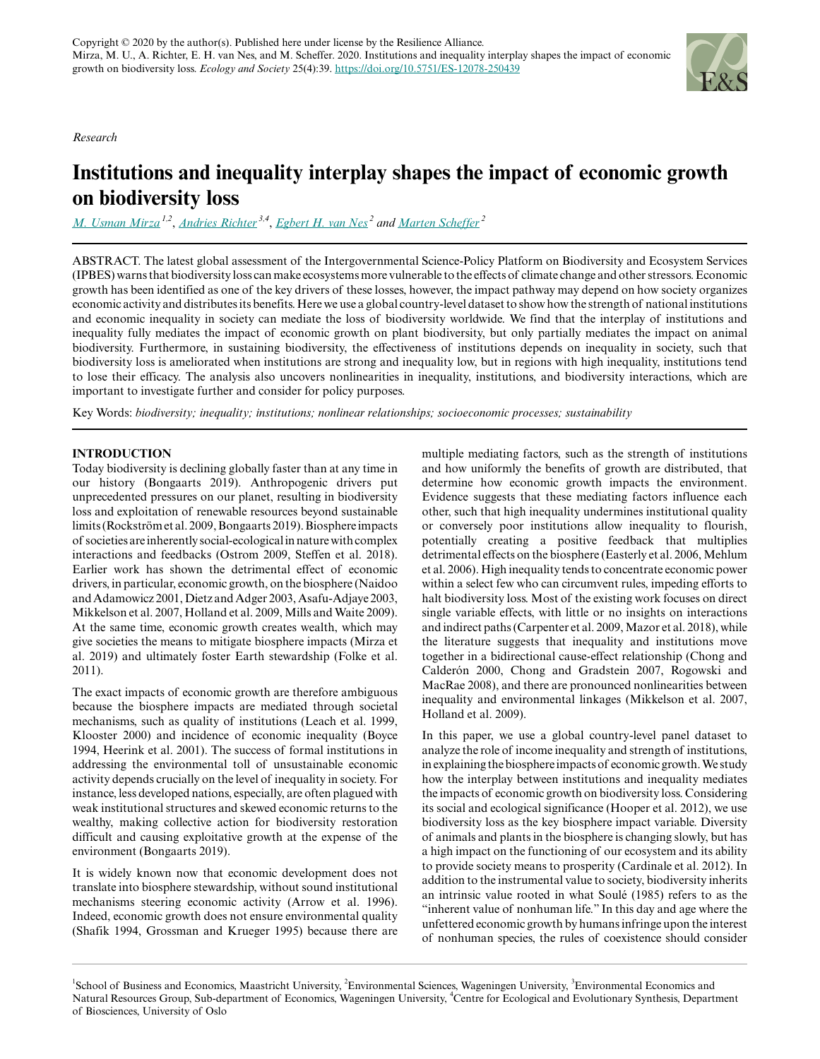*Research*

# Institutions and inequality interplay shapes the impact of economic growth on biodiversity loss

*M. Usman Mirza* [1,2], *Andries Richter* [3,4], *Egbert H. van Nes* [2] and *Marten Scheffer* [2]

ABSTRACT. The latest global assessment of the Intergovernmental Science-Policy Platform on Biodiversity and Ecosystem Services (IPBES) warns that biodiversity loss can make ecosystems more vulnerable to the effects of climate change and other stressors. Economic growth has been identified as one of the key drivers of these losses, however, the impact pathway may depend on how society organizes economic activity and distributes its benefits. Here we use a global country-level dataset to show how the strength of national institutions and economic inequality in society can mediate the loss of biodiversity worldwide. We find that the interplay of institutions and inequality fully mediates the impact of economic growth on plant biodiversity, but only partially mediates the impact on animal biodiversity. Furthermore, in sustaining biodiversity, the effectiveness of institutions depends on inequality in society, such that biodiversity loss is ameliorated when institutions are strong and inequality low, but in regions with high inequality, institutions tend to lose their efficacy. The analysis also uncovers nonlinearities in inequality, institutions, and biodiversity interactions, which are important to investigate further and consider for policy purposes.

Key Words: *biodiversity; inequality; institutions; nonlinear relationships; socioeconomic processes; sustainability*

## INTRODUCTION

Today biodiversity is declining globally faster than at any time in our history (Bongaarts 2019). Anthropogenic drivers put unprecedented pressures on our planet, resulting in biodiversity loss and exploitation of renewable resources beyond sustainable limits (Rockström et al. 2009, Bongaarts 2019). Biosphere impacts of societies are inherently social-ecological in nature with complex interactions and feedbacks (Ostrom 2009, Steffen et al. 2018). Earlier work has shown the detrimental effect of economic drivers, in particular, economic growth, on the biosphere (Naidoo and Adamowicz 2001, Dietz and Adger 2003, Asafu-Adjaye 2003, Mikkelson et al. 2007, Holland et al. 2009, Mills and Waite 2009). At the same time, economic growth creates wealth, which may give societies the means to mitigate biosphere impacts (Mirza et al. 2019) and ultimately foster Earth stewardship (Folke et al. 2011).

The exact impacts of economic growth are therefore ambiguous because the biosphere impacts are mediated through societal mechanisms, such as quality of institutions (Leach et al. 1999, Klooster 2000) and incidence of economic inequality (Boyce 1994, Heerink et al. 2001). The success of formal institutions in addressing the environmental toll of unsustainable economic activity depends crucially on the level of inequality in society. For instance, less developed nations, especially, are often plagued with weak institutional structures and skewed economic returns to the wealthy, making collective action for biodiversity restoration difficult and causing exploitative growth at the expense of the environment (Bongaarts 2019).

It is widely known now that economic development does not translate into biosphere stewardship, without sound institutional mechanisms steering economic activity (Arrow et al. 1996). Indeed, economic growth does not ensure environmental quality (Shafik 1994, Grossman and Krueger 1995) because there are multiple mediating factors, such as the strength of institutions and how uniformly the benefits of growth are distributed, that determine how economic growth impacts the environment. Evidence suggests that these mediating factors influence each other, such that high inequality undermines institutional quality or conversely poor institutions allow inequality to flourish, potentially creating a positive feedback that multiplies detrimental effects on the biosphere (Easterly et al. 2006, Mehlum et al. 2006). High inequality tends to concentrate economic power within a select few who can circumvent rules, impeding efforts to halt biodiversity loss. Most of the existing work focuses on direct single variable effects, with little or no insights on interactions and indirect paths (Carpenter et al. 2009, Mazor et al. 2018), while the literature suggests that inequality and institutions move together in a bidirectional cause-effect relationship (Chong and Calderón 2000, Chong and Gradstein 2007, Rogowski and MacRae 2008), and there are pronounced nonlinearities between inequality and environmental linkages (Mikkelson et al. 2007, Holland et al. 2009).

In this paper, we use a global country-level panel dataset to analyze the role of income inequality and strength of institutions, in explaining the biosphere impacts of economic growth. We study how the interplay between institutions and inequality mediates the impacts of economic growth on biodiversity loss. Considering its social and ecological significance (Hooper et al. 2012), we use biodiversity loss as the key biosphere impact variable. Diversity of animals and plants in the biosphere is changing slowly, but has a high impact on the functioning of our ecosystem and its ability to provide society means to prosperity (Cardinale et al. 2012). In addition to the instrumental value to society, biodiversity inherits an intrinsic value rooted in what Soulé (1985) refers to as the "inherent value of nonhuman life." In this day and age where the unfettered economic growth by humans infringe upon the interest of nonhuman species, the rules of coexistence should consider

[1] School of Business and Economics, Maastricht University, [2] Environmental Sciences, Wageningen University, [3] Environmental Economics and Natural Resources Group, Sub-department of Economics, Wageningen University, [4] Centre for Ecological and Evolutionary Synthesis, Department of Biosciences, University of Oslo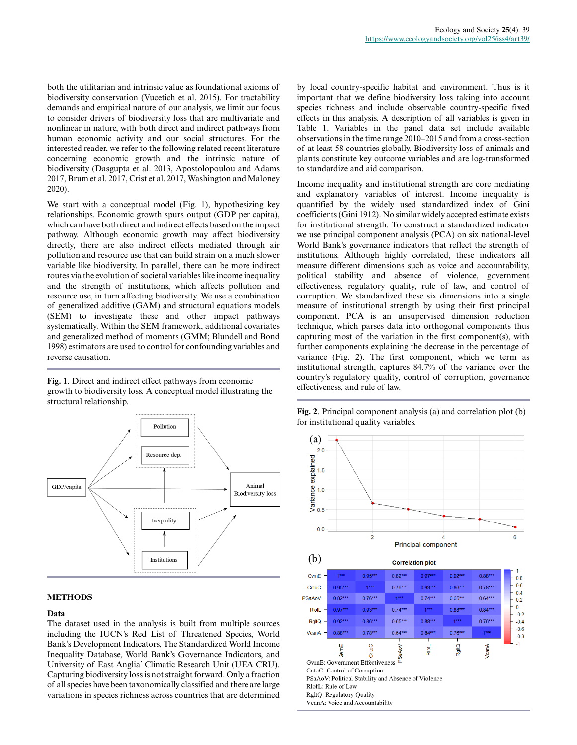both the utilitarian and intrinsic value as foundational axioms of biodiversity conservation (Vucetich et al. 2015). For tractability demands and empirical nature of our analysis, we limit our focus to consider drivers of biodiversity loss that are multivariate and nonlinear in nature, with both direct and indirect pathways from human economic activity and our social structures. For the interested reader, we refer to the following related recent literature concerning economic growth and the intrinsic nature of biodiversity (Dasgupta et al. 2013, Apostolopoulou and Adams 2017, Brum et al. 2017, Crist et al. 2017, Washington and Maloney 2020).

We start with a conceptual model (Fig. 1), hypothesizing key relationships. Economic growth spurs output (GDP per capita), which can have both direct and indirect effects based on the impact pathway. Although economic growth may affect biodiversity directly, there are also indirect effects mediated through air pollution and resource use that can build strain on a much slower variable like biodiversity. In parallel, there can be more indirect routes via the evolution of societal variables like income inequality and the strength of institutions, which affects pollution and resource use, in turn affecting biodiversity. We use a combination of generalized additive (GAM) and structural equations models (SEM) to investigate these and other impact pathways systematically. Within the SEM framework, additional covariates and generalized method of moments (GMM; Blundell and Bond 1998) estimators are used to control for confounding variables and reverse causation.

**Fig. 1**. Direct and indirect effect pathways from economic growth to biodiversity loss. A conceptual model illustrating the structural relationship.

## METHODS

### Data

The dataset used in the analysis is built from multiple sources including the IUCN's Red List of Threatened Species, World Bank's Development Indicators, The Standardized World Income Inequality Database, World Bank's Governance Indicators, and University of East Anglia' Climatic Research Unit (UEA CRU). Capturing biodiversity loss is not straight forward. Only a fraction of all species have been taxonomically classified and there are large variations in species richness across countries that are determined by local country-specific habitat and environment. Thus is it important that we define biodiversity loss taking into account species richness and include observable country-specific fixed effects in this analysis. A description of all variables is given in Table 1. Variables in the panel data set include available observations in the time range 2010–2015 and from a cross-section of at least 58 countries globally. Biodiversity loss of animals and plants constitute key outcome variables and are log-transformed to standardize and aid comparison.

Income inequality and institutional strength are core mediating and explanatory variables of interest. Income inequality is quantified by the widely used standardized index of Gini coefficients (Gini 1912). No similar widely accepted estimate exists for institutional strength. To construct a standardized indicator we use principal component analysis (PCA) on six national-level World Bank's governance indicators that reflect the strength of institutions. Although highly correlated, these indicators all measure different dimensions such as voice and accountability, political stability and absence of violence, government effectiveness, regulatory quality, rule of law, and control of corruption. We standardized these six dimensions into a single measure of institutional strength by using their first principal component. PCA is an unsupervised dimension reduction technique, which parses data into orthogonal components thus capturing most of the variation in the first component(s), with further components explaining the decrease in the percentage of variance (Fig. 2). The first component, which we term as institutional strength, captures 84.7% of the variance over the country's regulatory quality, control of corruption, governance effectiveness, and rule of law.

**Fig. 2**. Principal component analysis (a) and correlation plot (b) for institutional quality variables.

GvrnE: Government Effectiveness
CntoC: Control of Corruption
PSaAoV: Political Stability and Absence of Violence
RlofL: Rule of Law
RgltQ: Regulatory Quality
VcanA: Voice and Accountability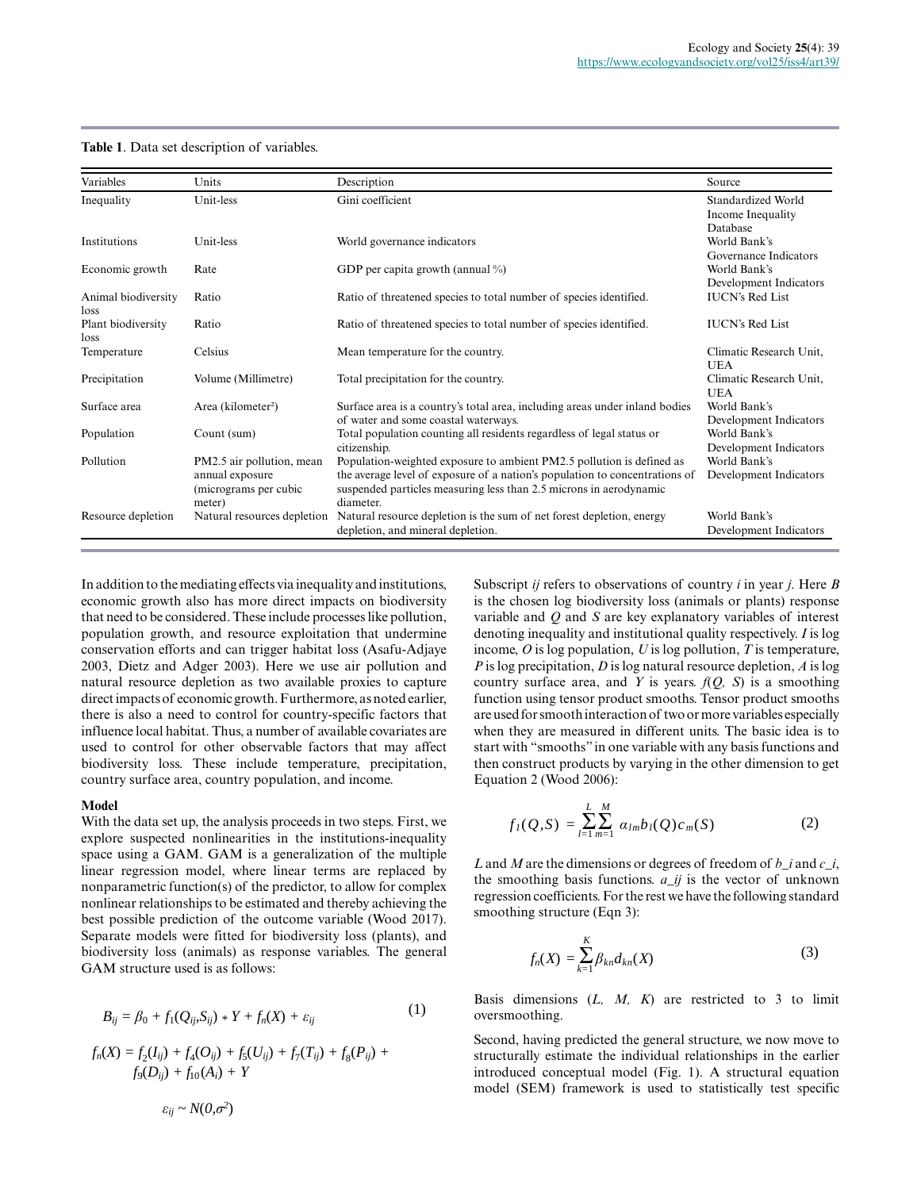**Table 1**. Data set description of variables.

| Variables | Units | Description | Source |
|---|---|---|---|
| Inequality | Unit-less | Gini coefficient | Standardized World Income Inequality Database |
| Institutions | Unit-less | World governance indicators | World Bank's Governance Indicators |
| Economic growth | Rate | GDP per capita growth (annual %) | World Bank's Development Indicators |
| Animal biodiversity loss | Ratio | Ratio of threatened species to total number of species identified. | IUCN's Red List |
| Plant biodiversity loss | Ratio | Ratio of threatened species to total number of species identified. | IUCN's Red List |
| Temperature | Celsius | Mean temperature for the country. | Climatic Research Unit, UEA |
| Precipitation | Volume (Millimetre) | Total precipitation for the country. | Climatic Research Unit, UEA |
| Surface area | Area (kilometer²) | Surface area is a country's total area, including areas under inland bodies of water and some coastal waterways. | World Bank's Development Indicators |
| Population | Count (sum) | Total population counting all residents regardless of legal status or citizenship. | World Bank's Development Indicators |
| Pollution | PM2.5 air pollution, mean annual exposure (micrograms per cubic meter) | Population-weighted exposure to ambient PM2.5 pollution is defined as the average level of exposure of a nation's population to concentrations of suspended particles measuring less than 2.5 microns in aerodynamic diameter. | World Bank's Development Indicators |
| Resource depletion | Natural resources depletion | Natural resource depletion is the sum of net forest depletion, energy depletion, and mineral depletion. | World Bank's Development Indicators |

In addition to the mediating effects via inequality and institutions, economic growth also has more direct impacts on biodiversity that need to be considered. These include processes like pollution, population growth, and resource exploitation that undermine conservation efforts and can trigger habitat loss (Asafu-Adjaye 2003, Dietz and Adger 2003). Here we use air pollution and natural resource depletion as two available proxies to capture direct impacts of economic growth. Furthermore, as noted earlier, there is also a need to control for country-specific factors that influence local habitat. Thus, a number of available covariates are used to control for other observable factors that may affect biodiversity loss. These include temperature, precipitation, country surface area, country population, and income.

### Model

With the data set up, the analysis proceeds in two steps. First, we explore suspected nonlinearities in the institutions-inequality space using a GAM. GAM is a generalization of the multiple linear regression model, where linear terms are replaced by nonparametric function(s) of the predictor, to allow for complex nonlinear relationships to be estimated and thereby achieving the best possible prediction of the outcome variable (Wood 2017). Separate models were fitted for biodiversity loss (plants), and biodiversity loss (animals) as response variables. The general GAM structure used is as follows:

$$B_{ij} = \beta_0 + f_1(Q_{ij},S_{ij}) * Y + f_n(X) + \varepsilon_{ij} \tag{1}$$

$$f_n(X) = f_2(I_{ij}) + f_4(O_{ij}) + f_5(U_{ij}) + f_7(T_{ij}) + f_8(P_{ij}) + f_9(D_{ij}) + f_{10}(A_i) + Y$$

$$\varepsilon_{ij} \sim N(0,\sigma^2)$$

Subscript $ij$ refers to observations of country $i$ in year $j$. Here $B$ is the chosen log biodiversity loss (animals or plants) response variable and $Q$ and $S$ are key explanatory variables of interest denoting inequality and institutional quality respectively. $I$ is log income, $O$ is log population, $U$ is log pollution, $T$ is temperature, $P$ is log precipitation, $D$ is log natural resource depletion, $A$ is log country surface area, and $Y$ is years. $f(Q, S)$ is a smoothing function using tensor product smooths. Tensor product smooths are used for smooth interaction of two or more variables especially when they are measured in different units. The basic idea is to start with "smooths" in one variable with any basis functions and then construct products by varying in the other dimension to get Equation 2 (Wood 2006):

$$f_1(Q,S) = \sum_{l=1}^{L}\sum_{m=1}^{M} \alpha_{lm} b_l(Q) c_m(S) \tag{2}$$

$L$ and $M$ are the dimensions or degrees of freedom of $b\_i$ and $c\_i$, the smoothing basis functions. $a\_ij$ is the vector of unknown regression coefficients. For the rest we have the following standard smoothing structure (Eqn 3):

$$f_n(X) = \sum_{k=1}^{K} \beta_{kn} d_{kn}(X) \tag{3}$$

Basis dimensions ($L$, $M$, $K$) are restricted to 3 to limit oversmoothing.

Second, having predicted the general structure, we now move to structurally estimate the individual relationships in the earlier introduced conceptual model (Fig. 1). A structural equation model (SEM) framework is used to statistically test specific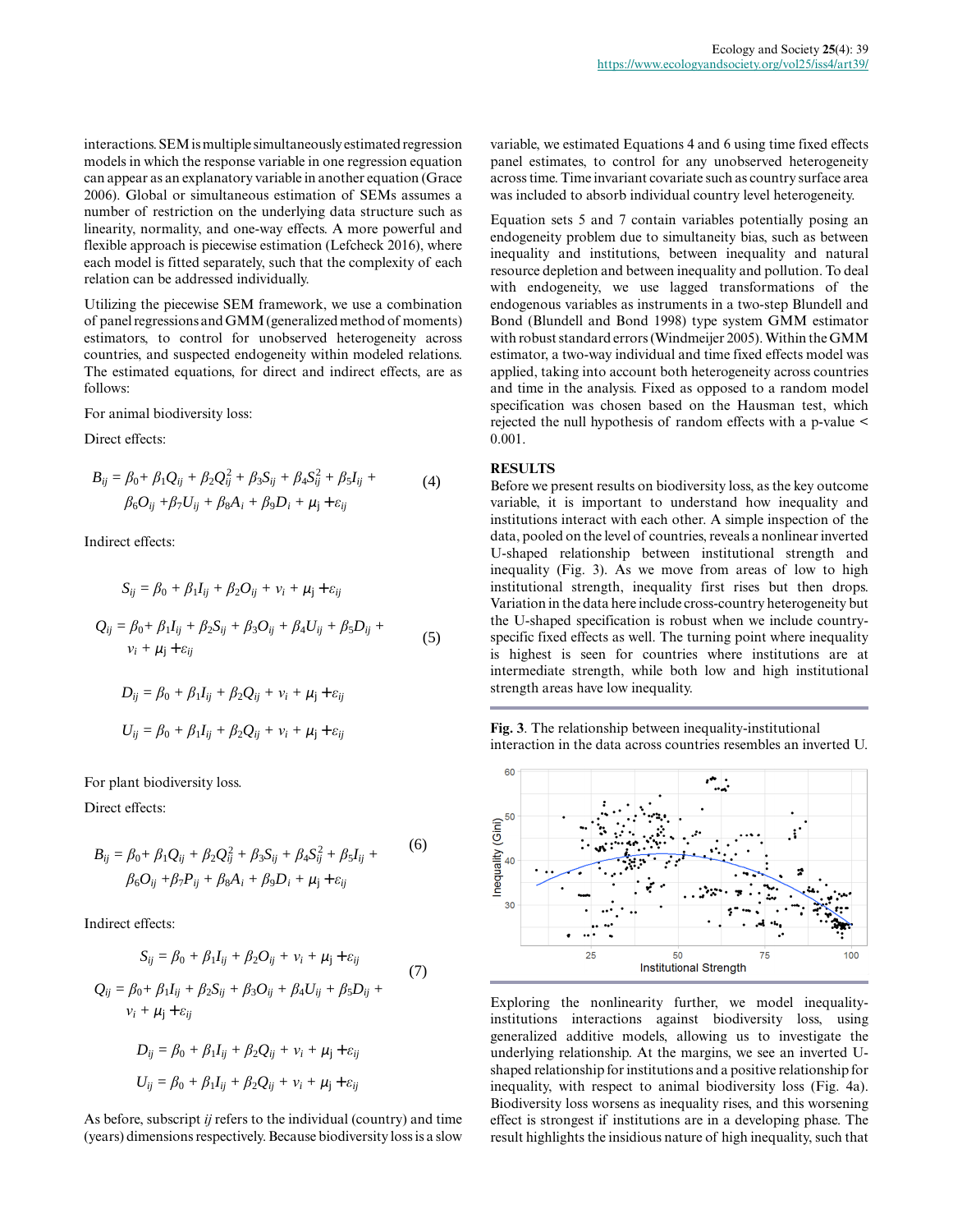interactions. SEM is multiple simultaneously estimated regression models in which the response variable in one regression equation can appear as an explanatory variable in another equation (Grace 2006). Global or simultaneous estimation of SEMs assumes a number of restriction on the underlying data structure such as linearity, normality, and one-way effects. A more powerful and flexible approach is piecewise estimation (Lefcheck 2016), where each model is fitted separately, such that the complexity of each relation can be addressed individually.

Utilizing the piecewise SEM framework, we use a combination of panel regressions and GMM (generalized method of moments) estimators, to control for unobserved heterogeneity across countries, and suspected endogeneity within modeled relations. The estimated equations, for direct and indirect effects, are as follows:

For animal biodiversity loss:

Direct effects:

$$B_{ij} = \beta_0 + \beta_1 Q_{ij} + \beta_2 Q_{ij}^2 + \beta_3 S_{ij} + \beta_4 S_{ij}^2 + \beta_5 I_{ij} + \beta_6 O_{ij} + \beta_7 U_{ij} + \beta_8 A_i + \beta_9 D_i + \mu_j + \varepsilon_{ij} \quad (4)$$

Indirect effects:

$$S_{ij} = \beta_0 + \beta_1 I_{ij} + \beta_2 O_{ij} + v_i + \mu_j + \varepsilon_{ij}$$

$$Q_{ij} = \beta_0 + \beta_1 I_{ij} + \beta_2 S_{ij} + \beta_3 O_{ij} + \beta_4 U_{ij} + \beta_5 D_{ij} + v_i + \mu_j + \varepsilon_{ij} \quad (5)$$

$$D_{ij} = \beta_0 + \beta_1 I_{ij} + \beta_2 Q_{ij} + v_i + \mu_j + \varepsilon_{ij}$$

$$U_{ij} = \beta_0 + \beta_1 I_{ij} + \beta_2 Q_{ij} + v_i + \mu_j + \varepsilon_{ij}$$

For plant biodiversity loss.

Direct effects:

$$B_{ij} = \beta_0 + \beta_1 Q_{ij} + \beta_2 Q_{ij}^2 + \beta_3 S_{ij} + \beta_4 S_{ij}^2 + \beta_5 I_{ij} + \beta_6 O_{ij} + \beta_7 P_{ij} + \beta_8 A_i + \beta_9 D_i + \mu_j + \varepsilon_{ij} \quad (6)$$

Indirect effects:

$$S_{ij} = \beta_0 + \beta_1 I_{ij} + \beta_2 O_{ij} + v_i + \mu_j + \varepsilon_{ij}$$

$$Q_{ij} = \beta_0 + \beta_1 I_{ij} + \beta_2 S_{ij} + \beta_3 O_{ij} + \beta_4 U_{ij} + \beta_5 D_{ij} + v_i + \mu_j + \varepsilon_{ij} \quad (7)$$

$$D_{ij} = \beta_0 + \beta_1 I_{ij} + \beta_2 Q_{ij} + v_i + \mu_j + \varepsilon_{ij}$$

$$U_{ij} = \beta_0 + \beta_1 I_{ij} + \beta_2 Q_{ij} + v_i + \mu_j + \varepsilon_{ij}$$

As before, subscript *ij* refers to the individual (country) and time (years) dimensions respectively. Because biodiversity loss is a slow variable, we estimated Equations 4 and 6 using time fixed effects panel estimates, to control for any unobserved heterogeneity across time. Time invariant covariate such as country surface area was included to absorb individual country level heterogeneity.

Equation sets 5 and 7 contain variables potentially posing an endogeneity problem due to simultaneity bias, such as between inequality and institutions, between inequality and natural resource depletion and between inequality and pollution. To deal with endogeneity, we use lagged transformations of the endogenous variables as instruments in a two-step Blundell and Bond (Blundell and Bond 1998) type system GMM estimator with robust standard errors (Windmeijer 2005). Within the GMM estimator, a two-way individual and time fixed effects model was applied, taking into account both heterogeneity across countries and time in the analysis. Fixed as opposed to a random model specification was chosen based on the Hausman test, which rejected the null hypothesis of random effects with a p-value < 0.001.

## RESULTS

Before we present results on biodiversity loss, as the key outcome variable, it is important to understand how inequality and institutions interact with each other. A simple inspection of the data, pooled on the level of countries, reveals a nonlinear inverted U-shaped relationship between institutional strength and inequality (Fig. 3). As we move from areas of low to high institutional strength, inequality first rises but then drops. Variation in the data here include cross-country heterogeneity but the U-shaped specification is robust when we include country-specific fixed effects as well. The turning point where inequality is highest is seen for countries where institutions are at intermediate strength, while both low and high institutional strength areas have low inequality.

**Fig. 3**. The relationship between inequality-institutional interaction in the data across countries resembles an inverted U.

Exploring the nonlinearity further, we model inequality-institutions interactions against biodiversity loss, using generalized additive models, allowing us to investigate the underlying relationship. At the margins, we see an inverted U-shaped relationship for institutions and a positive relationship for inequality, with respect to animal biodiversity loss (Fig. 4a). Biodiversity loss worsens as inequality rises, and this worsening effect is strongest if institutions are in a developing phase. The result highlights the insidious nature of high inequality, such that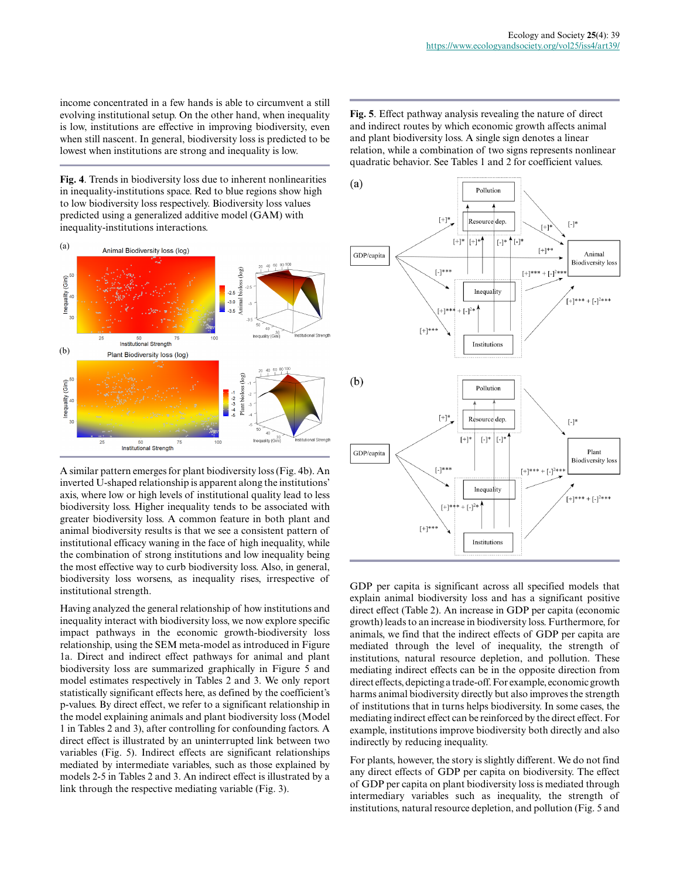income concentrated in a few hands is able to circumvent a still evolving institutional setup. On the other hand, when inequality is low, institutions are effective in improving biodiversity, even when still nascent. In general, biodiversity loss is predicted to be lowest when institutions are strong and inequality is low.

**Fig. 4**. Trends in biodiversity loss due to inherent nonlinearities in inequality-institutions space. Red to blue regions show high to low biodiversity loss respectively. Biodiversity loss values predicted using a generalized additive model (GAM) with inequality-institutions interactions.

A similar pattern emerges for plant biodiversity loss (Fig. 4b). An inverted U-shaped relationship is apparent along the institutions' axis, where low or high levels of institutional quality lead to less biodiversity loss. Higher inequality tends to be associated with greater biodiversity loss. A common feature in both plant and animal biodiversity results is that we see a consistent pattern of institutional efficacy waning in the face of high inequality, while the combination of strong institutions and low inequality being the most effective way to curb biodiversity loss. Also, in general, biodiversity loss worsens, as inequality rises, irrespective of institutional strength.

Having analyzed the general relationship of how institutions and inequality interact with biodiversity loss, we now explore specific impact pathways in the economic growth-biodiversity loss relationship, using the SEM meta-model as introduced in Figure 1a. Direct and indirect effect pathways for animal and plant biodiversity loss are summarized graphically in Figure 5 and model estimates respectively in Tables 2 and 3. We only report statistically significant effects here, as defined by the coefficient's p-values. By direct effect, we refer to a significant relationship in the model explaining animals and plant biodiversity loss (Model 1 in Tables 2 and 3), after controlling for confounding factors. A direct effect is illustrated by an uninterrupted link between two variables (Fig. 5). Indirect effects are significant relationships mediated by intermediate variables, such as those explained by models 2-5 in Tables 2 and 3. An indirect effect is illustrated by a link through the respective mediating variable (Fig. 3).

**Fig. 5**. Effect pathway analysis revealing the nature of direct and indirect routes by which economic growth affects animal and plant biodiversity loss. A single sign denotes a linear relation, while a combination of two signs represents nonlinear quadratic behavior. See Tables 1 and 2 for coefficient values.

GDP per capita is significant across all specified models that explain animal biodiversity loss and has a significant positive direct effect (Table 2). An increase in GDP per capita (economic growth) leads to an increase in biodiversity loss. Furthermore, for animals, we find that the indirect effects of GDP per capita are mediated through the level of inequality, the strength of institutions, natural resource depletion, and pollution. These mediating indirect effects can be in the opposite direction from direct effects, depicting a trade-off. For example, economic growth harms animal biodiversity directly but also improves the strength of institutions that in turns helps biodiversity. In some cases, the mediating indirect effect can be reinforced by the direct effect. For example, institutions improve biodiversity both directly and also indirectly by reducing inequality.

For plants, however, the story is slightly different. We do not find any direct effects of GDP per capita on biodiversity. The effect of GDP per capita on plant biodiversity loss is mediated through intermediary variables such as inequality, the strength of institutions, natural resource depletion, and pollution (Fig. 5 and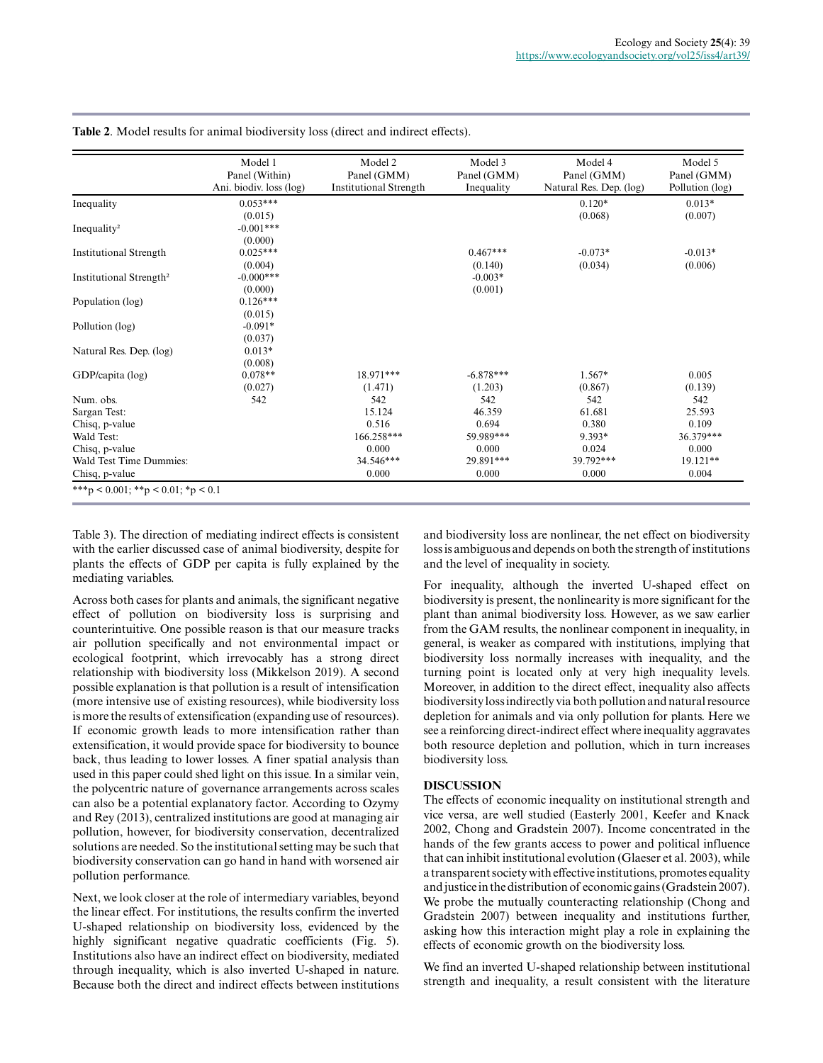**Table 2**. Model results for animal biodiversity loss (direct and indirect effects).

| | Model 1 Panel (Within) Ani. biodiv. loss (log) | Model 2 Panel (GMM) Institutional Strength | Model 3 Panel (GMM) Inequality | Model 4 Panel (GMM) Natural Res. Dep. (log) | Model 5 Panel (GMM) Pollution (log) |
|---|---|---|---|---|---|
| Inequality | 0.053*** | | | 0.120* | 0.013* |
| | (0.015) | | | (0.068) | (0.007) |
| Inequality² | -0.001*** | | | | |
| | (0.000) | | | | |
| Institutional Strength | 0.025*** | | 0.467*** | -0.073* | -0.013* |
| | (0.004) | | (0.140) | (0.034) | (0.006) |
| Institutional Strength² | -0.000*** | | -0.003* | | |
| | (0.000) | | (0.001) | | |
| Population (log) | 0.126*** | | | | |
| | (0.015) | | | | |
| Pollution (log) | -0.091* | | | | |
| | (0.037) | | | | |
| Natural Res. Dep. (log) | 0.013* | | | | |
| | (0.008) | | | | |
| GDP/capita (log) | 0.078** | 18.971*** | -6.878*** | 1.567* | 0.005 |
| | (0.027) | (1.471) | (1.203) | (0.867) | (0.139) |
| Num. obs. | 542 | 542 | 542 | 542 | 542 |
| Sargan Test: | | 15.124 | 46.359 | 61.681 | 25.593 |
| Chisq, p-value | | 0.516 | 0.694 | 0.380 | 0.109 |
| Wald Test: | | 166.258*** | 59.989*** | 9.393* | 36.379*** |
| Chisq, p-value | | 0.000 | 0.000 | 0.024 | 0.000 |
| Wald Test Time Dummies: | | 34.546*** | 29.891*** | 39.792*** | 19.121** |
| Chisq, p-value | | 0.000 | 0.000 | 0.000 | 0.004 |

***p < 0.001; **p < 0.01; *p < 0.1

Table 3). The direction of mediating indirect effects is consistent with the earlier discussed case of animal biodiversity, despite for plants the effects of GDP per capita is fully explained by the mediating variables.

Across both cases for plants and animals, the significant negative effect of pollution on biodiversity loss is surprising and counterintuitive. One possible reason is that our measure tracks air pollution specifically and not environmental impact or ecological footprint, which irrevocably has a strong direct relationship with biodiversity loss (Mikkelson 2019). A second possible explanation is that pollution is a result of intensification (more intensive use of existing resources), while biodiversity loss is more the results of extensification (expanding use of resources). If economic growth leads to more intensification rather than extensification, it would provide space for biodiversity to bounce back, thus leading to lower losses. A finer spatial analysis than used in this paper could shed light on this issue. In a similar vein, the polycentric nature of governance arrangements across scales can also be a potential explanatory factor. According to Ozymy and Rey (2013), centralized institutions are good at managing air pollution, however, for biodiversity conservation, decentralized solutions are needed. So the institutional setting may be such that biodiversity conservation can go hand in hand with worsened air pollution performance.

Next, we look closer at the role of intermediary variables, beyond the linear effect. For institutions, the results confirm the inverted U-shaped relationship on biodiversity loss, evidenced by the highly significant negative quadratic coefficients (Fig. 5). Institutions also have an indirect effect on biodiversity, mediated through inequality, which is also inverted U-shaped in nature. Because both the direct and indirect effects between institutions and biodiversity loss are nonlinear, the net effect on biodiversity loss is ambiguous and depends on both the strength of institutions and the level of inequality in society.

For inequality, although the inverted U-shaped effect on biodiversity is present, the nonlinearity is more significant for the plant than animal biodiversity loss. However, as we saw earlier from the GAM results, the nonlinear component in inequality, in general, is weaker as compared with institutions, implying that biodiversity loss normally increases with inequality, and the turning point is located only at very high inequality levels. Moreover, in addition to the direct effect, inequality also affects biodiversity loss indirectly via both pollution and natural resource depletion for animals and via only pollution for plants. Here we see a reinforcing direct-indirect effect where inequality aggravates both resource depletion and pollution, which in turn increases biodiversity loss.

## DISCUSSION

The effects of economic inequality on institutional strength and vice versa, are well studied (Easterly 2001, Keefer and Knack 2002, Chong and Gradstein 2007). Income concentrated in the hands of the few grants access to power and political influence that can inhibit institutional evolution (Glaeser et al. 2003), while a transparent society with effective institutions, promotes equality and justice in the distribution of economic gains (Gradstein 2007). We probe the mutually counteracting relationship (Chong and Gradstein 2007) between inequality and institutions further, asking how this interaction might play a role in explaining the effects of economic growth on the biodiversity loss.

We find an inverted U-shaped relationship between institutional strength and inequality, a result consistent with the literature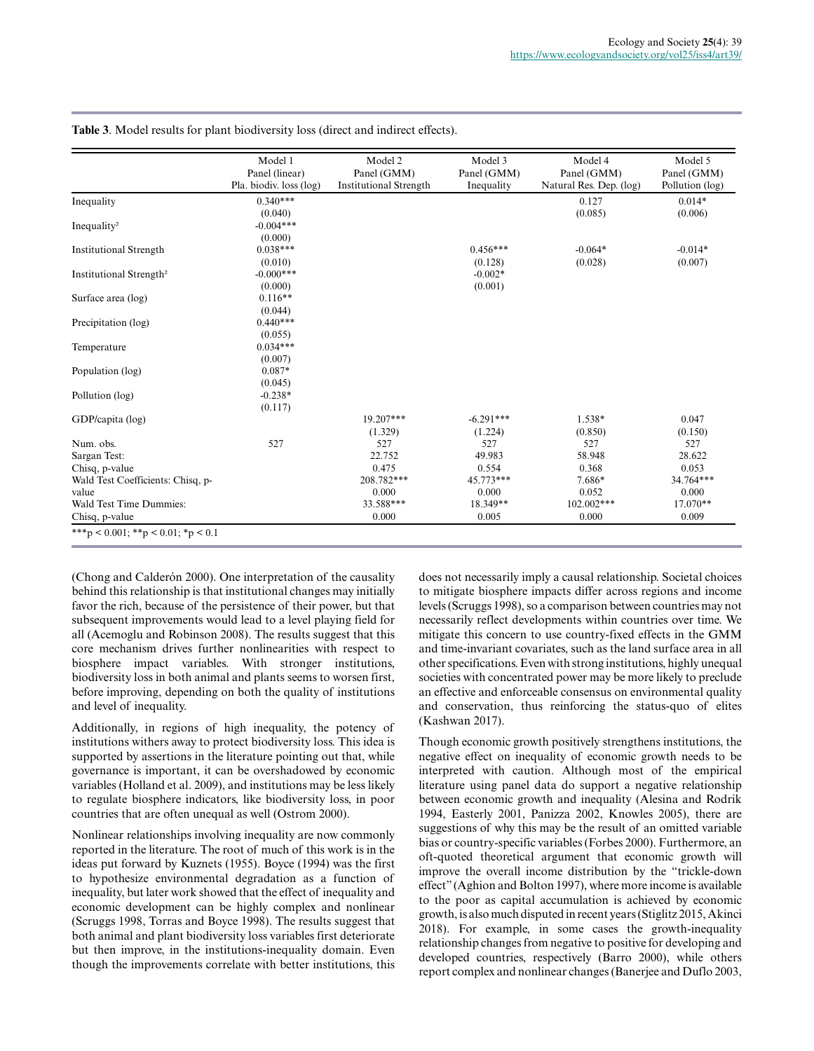**Table 3**. Model results for plant biodiversity loss (direct and indirect effects).

| | Model 1 Panel (linear) Pla. biodiv. loss (log) | Model 2 Panel (GMM) Institutional Strength | Model 3 Panel (GMM) Inequality | Model 4 Panel (GMM) Natural Res. Dep. (log) | Model 5 Panel (GMM) Pollution (log) |
|---|---|---|---|---|---|
| Inequality | 0.340*** | | | 0.127 | 0.014* |
| | (0.040) | | | (0.085) | (0.006) |
| Inequality² | -0.004*** | | | | |
| | (0.000) | | | | |
| Institutional Strength | 0.038*** | | 0.456*** | -0.064* | -0.014* |
| | (0.010) | | (0.128) | (0.028) | (0.007) |
| Institutional Strength² | -0.000*** | | -0.002* | | |
| | (0.000) | | (0.001) | | |
| Surface area (log) | 0.116** | | | | |
| | (0.044) | | | | |
| Precipitation (log) | 0.440*** | | | | |
| | (0.055) | | | | |
| Temperature | 0.034*** | | | | |
| | (0.007) | | | | |
| Population (log) | 0.087* | | | | |
| | (0.045) | | | | |
| Pollution (log) | -0.238* | | | | |
| | (0.117) | | | | |
| GDP/capita (log) | | 19.207*** | -6.291*** | 1.538* | 0.047 |
| | | (1.329) | (1.224) | (0.850) | (0.150) |
| Num. obs. | 527 | 527 | 527 | 527 | 527 |
| Sargan Test: | | 22.752 | 49.983 | 58.948 | 28.622 |
| Chisq, p-value | | 0.475 | 0.554 | 0.368 | 0.053 |
| Wald Test Coefficients: Chisq, p-value | | 208.782*** | 45.773*** | 7.686* | 34.764*** |
| | | 0.000 | 0.000 | 0.052 | 0.000 |
| Wald Test Time Dummies: | | 33.588*** | 18.349** | 102.002*** | 17.070** |
| Chisq, p-value | | 0.000 | 0.005 | 0.000 | 0.009 |

***p < 0.001; **p < 0.01; *p < 0.1

(Chong and Calderón 2000). One interpretation of the causality behind this relationship is that institutional changes may initially favor the rich, because of the persistence of their power, but that subsequent improvements would lead to a level playing field for all (Acemoglu and Robinson 2008). The results suggest that this core mechanism drives further nonlinearities with respect to biosphere impact variables. With stronger institutions, biodiversity loss in both animal and plants seems to worsen first, before improving, depending on both the quality of institutions and level of inequality.

Additionally, in regions of high inequality, the potency of institutions withers away to protect biodiversity loss. This idea is supported by assertions in the literature pointing out that, while governance is important, it can be overshadowed by economic variables (Holland et al. 2009), and institutions may be less likely to regulate biosphere indicators, like biodiversity loss, in poor countries that are often unequal as well (Ostrom 2000).

Nonlinear relationships involving inequality are now commonly reported in the literature. The root of much of this work is in the ideas put forward by Kuznets (1955). Boyce (1994) was the first to hypothesize environmental degradation as a function of inequality, but later work showed that the effect of inequality and economic development can be highly complex and nonlinear (Scruggs 1998, Torras and Boyce 1998). The results suggest that both animal and plant biodiversity loss variables first deteriorate but then improve, in the institutions-inequality domain. Even though the improvements correlate with better institutions, this does not necessarily imply a causal relationship. Societal choices to mitigate biosphere impacts differ across regions and income levels (Scruggs 1998), so a comparison between countries may not necessarily reflect developments within countries over time. We mitigate this concern to use country-fixed effects in the GMM and time-invariant covariates, such as the land surface area in all other specifications. Even with strong institutions, highly unequal societies with concentrated power may be more likely to preclude an effective and enforceable consensus on environmental quality and conservation, thus reinforcing the status-quo of elites (Kashwan 2017).

Though economic growth positively strengthens institutions, the negative effect on inequality of economic growth needs to be interpreted with caution. Although most of the empirical literature using panel data do support a negative relationship between economic growth and inequality (Alesina and Rodrik 1994, Easterly 2001, Panizza 2002, Knowles 2005), there are suggestions of why this may be the result of an omitted variable bias or country-specific variables (Forbes 2000). Furthermore, an oft-quoted theoretical argument that economic growth will improve the overall income distribution by the "trickle-down effect" (Aghion and Bolton 1997), where more income is available to the poor as capital accumulation is achieved by economic growth, is also much disputed in recent years (Stiglitz 2015, Akinci 2018). For example, in some cases the growth-inequality relationship changes from negative to positive for developing and developed countries, respectively (Barro 2000), while others report complex and nonlinear changes (Banerjee and Duflo 2003,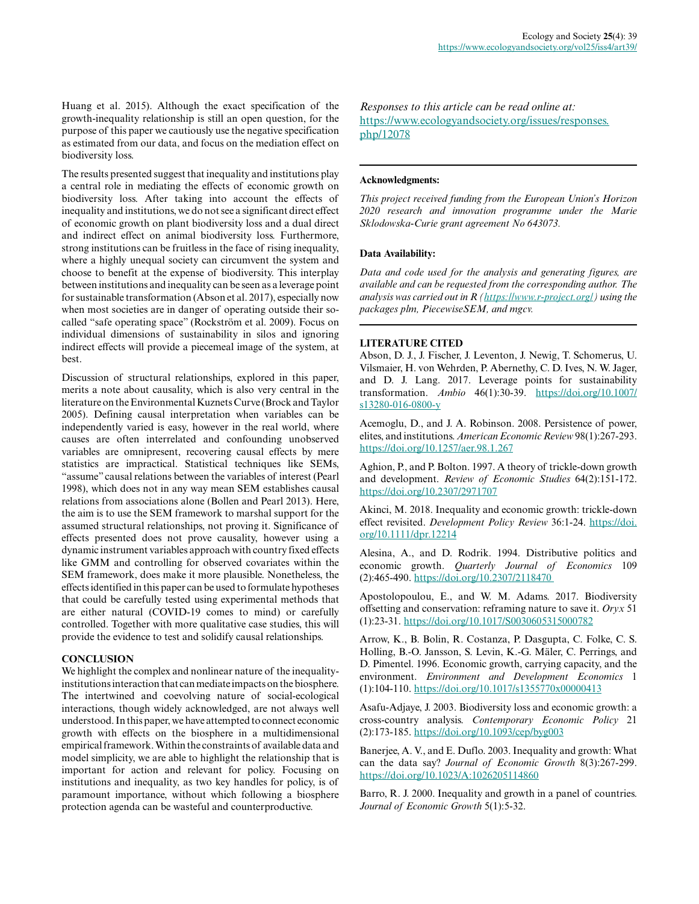Huang et al. 2015). Although the exact specification of the growth-inequality relationship is still an open question, for the purpose of this paper we cautiously use the negative specification as estimated from our data, and focus on the mediation effect on biodiversity loss.

The results presented suggest that inequality and institutions play a central role in mediating the effects of economic growth on biodiversity loss. After taking into account the effects of inequality and institutions, we do not see a significant direct effect of economic growth on plant biodiversity loss and a dual direct and indirect effect on animal biodiversity loss. Furthermore, strong institutions can be fruitless in the face of rising inequality, where a highly unequal society can circumvent the system and choose to benefit at the expense of biodiversity. This interplay between institutions and inequality can be seen as a leverage point for sustainable transformation (Abson et al. 2017), especially now when most societies are in danger of operating outside their so-called "safe operating space" (Rockström et al. 2009). Focus on individual dimensions of sustainability in silos and ignoring indirect effects will provide a piecemeal image of the system, at best.

Discussion of structural relationships, explored in this paper, merits a note about causality, which is also very central in the literature on the Environmental Kuznets Curve (Brock and Taylor 2005). Defining causal interpretation when variables can be independently varied is easy, however in the real world, where causes are often interrelated and confounding unobserved variables are omnipresent, recovering causal effects by mere statistics are impractical. Statistical techniques like SEMs, "assume" causal relations between the variables of interest (Pearl 1998), which does not in any way mean SEM establishes causal relations from associations alone (Bollen and Pearl 2013). Here, the aim is to use the SEM framework to marshal support for the assumed structural relationships, not proving it. Significance of effects presented does not prove causality, however using a dynamic instrument variables approach with country fixed effects like GMM and controlling for observed covariates within the SEM framework, does make it more plausible. Nonetheless, the effects identified in this paper can be used to formulate hypotheses that could be carefully tested using experimental methods that are either natural (COVID-19 comes to mind) or carefully controlled. Together with more qualitative case studies, this will provide the evidence to test and solidify causal relationships.

## CONCLUSION

We highlight the complex and nonlinear nature of the inequality-institutions interaction that can mediate impacts on the biosphere. The intertwined and coevolving nature of social-ecological interactions, though widely acknowledged, are not always well understood. In this paper, we have attempted to connect economic growth with effects on the biosphere in a multidimensional empirical framework. Within the constraints of available data and model simplicity, we are able to highlight the relationship that is important for action and relevant for policy. Focusing on institutions and inequality, as two key handles for policy, is of paramount importance, without which following a biosphere protection agenda can be wasteful and counterproductive.

*Responses to this article can be read online at:* https://www.ecologyandsociety.org/issues/responses.php/12078

---

**Acknowledgments:**

*This project received funding from the European Union's Horizon 2020 research and innovation programme under the Marie Sklodowska-Curie grant agreement No 643073.*

**Data Availability:**

*Data and code used for the analysis and generating figures, are available and can be requested from the corresponding author. The analysis was carried out in R (https://www.r-project.org/) using the packages plm, PiecewiseSEM, and mgcv.*

---

## LITERATURE CITED

Abson, D. J., J. Fischer, J. Leventon, J. Newig, T. Schomerus, U. Vilsmaier, H. von Wehrden, P. Abernethy, C. D. Ives, N. W. Jager, and D. J. Lang. 2017. Leverage points for sustainability transformation. *Ambio* 46(1):30-39. https://doi.org/10.1007/s13280-016-0800-y

Acemoglu, D., and J. A. Robinson. 2008. Persistence of power, elites, and institutions. *American Economic Review* 98(1):267-293. https://doi.org/10.1257/aer.98.1.267

Aghion, P., and P. Bolton. 1997. A theory of trickle-down growth and development. *Review of Economic Studies* 64(2):151-172. https://doi.org/10.2307/2971707

Akinci, M. 2018. Inequality and economic growth: trickle-down effect revisited. *Development Policy Review* 36:1-24. https://doi.org/10.1111/dpr.12214

Alesina, A., and D. Rodrik. 1994. Distributive politics and economic growth. *Quarterly Journal of Economics* 109 (2):465-490. https://doi.org/10.2307/2118470

Apostolopoulou, E., and W. M. Adams. 2017. Biodiversity offsetting and conservation: reframing nature to save it. *Oryx* 51 (1):23-31. https://doi.org/10.1017/S0030605315000782

Arrow, K., B. Bolin, R. Costanza, P. Dasgupta, C. Folke, C. S. Holling, B.-O. Jansson, S. Levin, K.-G. Mäler, C. Perrings, and D. Pimentel. 1996. Economic growth, carrying capacity, and the environment. *Environment and Development Economics* 1 (1):104-110. https://doi.org/10.1017/s1355770x00000413

Asafu-Adjaye, J. 2003. Biodiversity loss and economic growth: a cross-country analysis. *Contemporary Economic Policy* 21 (2):173-185. https://doi.org/10.1093/cep/byg003

Banerjee, A. V., and E. Duflo. 2003. Inequality and growth: What can the data say? *Journal of Economic Growth* 8(3):267-299. https://doi.org/10.1023/A:1026205114860

Barro, R. J. 2000. Inequality and growth in a panel of countries. *Journal of Economic Growth* 5(1):5-32.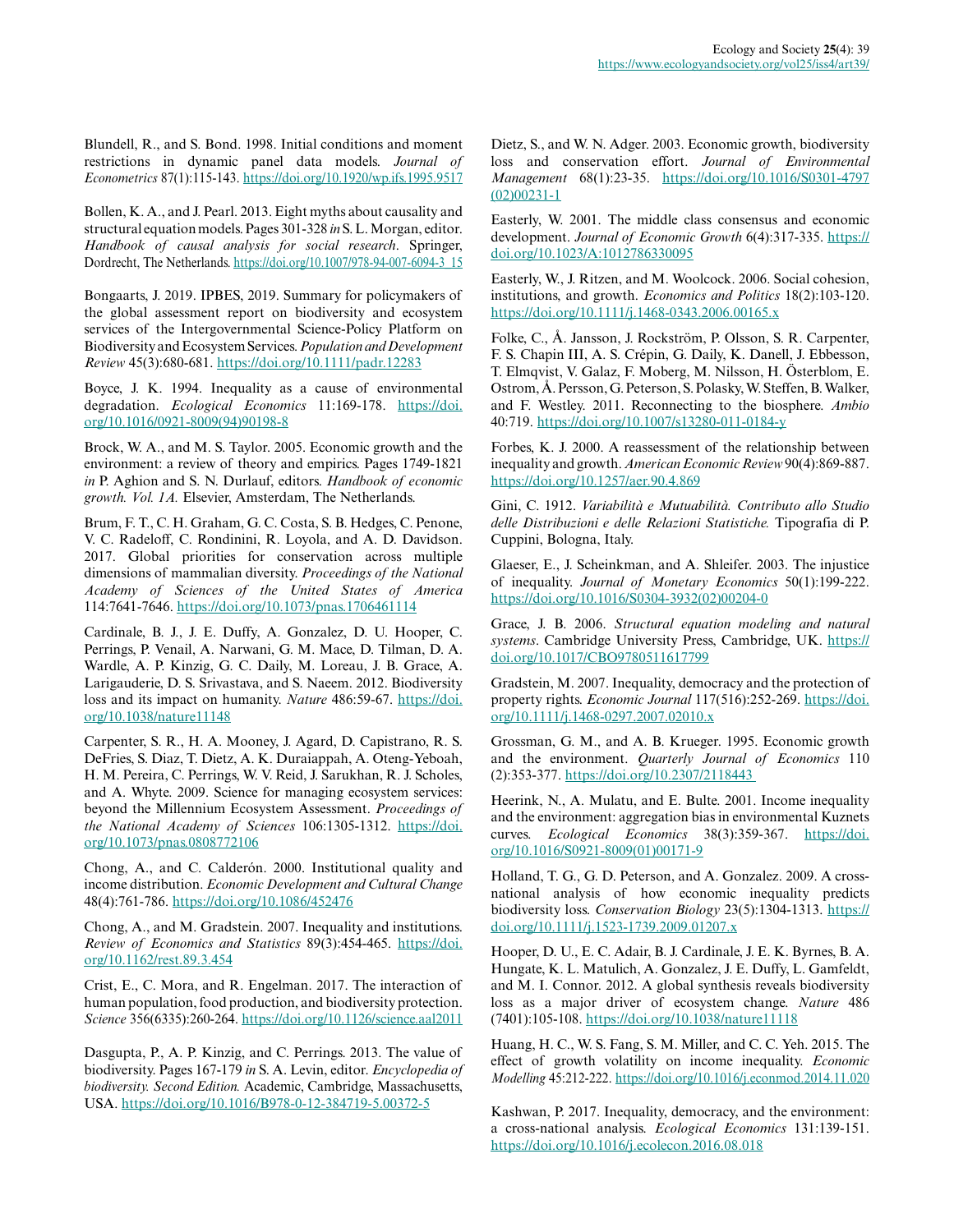Blundell, R., and S. Bond. 1998. Initial conditions and moment restrictions in dynamic panel data models. *Journal of Econometrics* 87(1):115-143. https://doi.org/10.1920/wp.ifs.1995.9517

Bollen, K. A., and J. Pearl. 2013. Eight myths about causality and structural equation models. Pages 301-328 *in* S. L. Morgan, editor. *Handbook of causal analysis for social research*. Springer, Dordrecht, The Netherlands. https://doi.org/10.1007/978-94-007-6094-3_15

Bongaarts, J. 2019. IPBES, 2019. Summary for policymakers of the global assessment report on biodiversity and ecosystem services of the Intergovernmental Science-Policy Platform on Biodiversity and Ecosystem Services. *Population and Development Review* 45(3):680-681. https://doi.org/10.1111/padr.12283

Boyce, J. K. 1994. Inequality as a cause of environmental degradation. *Ecological Economics* 11:169-178. https://doi.org/10.1016/0921-8009(94)90198-8

Brock, W. A., and M. S. Taylor. 2005. Economic growth and the environment: a review of theory and empirics. Pages 1749-1821 *in* P. Aghion and S. N. Durlauf, editors. *Handbook of economic growth. Vol. 1A.* Elsevier, Amsterdam, The Netherlands.

Brum, F. T., C. H. Graham, G. C. Costa, S. B. Hedges, C. Penone, V. C. Radeloff, C. Rondinini, R. Loyola, and A. D. Davidson. 2017. Global priorities for conservation across multiple dimensions of mammalian diversity. *Proceedings of the National Academy of Sciences of the United States of America* 114:7641-7646. https://doi.org/10.1073/pnas.1706461114

Cardinale, B. J., J. E. Duffy, A. Gonzalez, D. U. Hooper, C. Perrings, P. Venail, A. Narwani, G. M. Mace, D. Tilman, D. A. Wardle, A. P. Kinzig, G. C. Daily, M. Loreau, J. B. Grace, A. Larigauderie, D. S. Srivastava, and S. Naeem. 2012. Biodiversity loss and its impact on humanity. *Nature* 486:59-67. https://doi.org/10.1038/nature11148

Carpenter, S. R., H. A. Mooney, J. Agard, D. Capistrano, R. S. DeFries, S. Diaz, T. Dietz, A. K. Duraiappah, A. Oteng-Yeboah, H. M. Pereira, C. Perrings, W. V. Reid, J. Sarukhan, R. J. Scholes, and A. Whyte. 2009. Science for managing ecosystem services: beyond the Millennium Ecosystem Assessment. *Proceedings of the National Academy of Sciences* 106:1305-1312. https://doi.org/10.1073/pnas.0808772106

Chong, A., and C. Calderón. 2000. Institutional quality and income distribution. *Economic Development and Cultural Change* 48(4):761-786. https://doi.org/10.1086/452476

Chong, A., and M. Gradstein. 2007. Inequality and institutions. *Review of Economics and Statistics* 89(3):454-465. https://doi.org/10.1162/rest.89.3.454

Crist, E., C. Mora, and R. Engelman. 2017. The interaction of human population, food production, and biodiversity protection. *Science* 356(6335):260-264. https://doi.org/10.1126/science.aal2011

Dasgupta, P., A. P. Kinzig, and C. Perrings. 2013. The value of biodiversity. Pages 167-179 *in* S. A. Levin, editor. *Encyclopedia of biodiversity. Second Edition.* Academic, Cambridge, Massachusetts, USA. https://doi.org/10.1016/B978-0-12-384719-5.00372-5

Dietz, S., and W. N. Adger. 2003. Economic growth, biodiversity loss and conservation effort. *Journal of Environmental Management* 68(1):23-35. https://doi.org/10.1016/S0301-4797(02)00231-1

Easterly, W. 2001. The middle class consensus and economic development. *Journal of Economic Growth* 6(4):317-335. https://doi.org/10.1023/A:1012786330095

Easterly, W., J. Ritzen, and M. Woolcock. 2006. Social cohesion, institutions, and growth. *Economics and Politics* 18(2):103-120. https://doi.org/10.1111/j.1468-0343.2006.00165.x

Folke, C., Å. Jansson, J. Rockström, P. Olsson, S. R. Carpenter, F. S. Chapin III, A. S. Crépin, G. Daily, K. Danell, J. Ebbesson, T. Elmqvist, V. Galaz, F. Moberg, M. Nilsson, H. Österblom, E. Ostrom, Å. Persson, G. Peterson, S. Polasky, W. Steffen, B. Walker, and F. Westley. 2011. Reconnecting to the biosphere. *Ambio* 40:719. https://doi.org/10.1007/s13280-011-0184-y

Forbes, K. J. 2000. A reassessment of the relationship between inequality and growth. *American Economic Review* 90(4):869-887. https://doi.org/10.1257/aer.90.4.869

Gini, C. 1912. *Variabilità e Mutuabilità. Contributo allo Studio delle Distribuzioni e delle Relazioni Statistiche.* Tipografia di P. Cuppini, Bologna, Italy.

Glaeser, E., J. Scheinkman, and A. Shleifer. 2003. The injustice of inequality. *Journal of Monetary Economics* 50(1):199-222. https://doi.org/10.1016/S0304-3932(02)00204-0

Grace, J. B. 2006. *Structural equation modeling and natural systems*. Cambridge University Press, Cambridge, UK. https://doi.org/10.1017/CBO9780511617799

Gradstein, M. 2007. Inequality, democracy and the protection of property rights. *Economic Journal* 117(516):252-269. https://doi.org/10.1111/j.1468-0297.2007.02010.x

Grossman, G. M., and A. B. Krueger. 1995. Economic growth and the environment. *Quarterly Journal of Economics* 110(2):353-377. https://doi.org/10.2307/2118443

Heerink, N., A. Mulatu, and E. Bulte. 2001. Income inequality and the environment: aggregation bias in environmental Kuznets curves. *Ecological Economics* 38(3):359-367. https://doi.org/10.1016/S0921-8009(01)00171-9

Holland, T. G., G. D. Peterson, and A. Gonzalez. 2009. A cross-national analysis of how economic inequality predicts biodiversity loss. *Conservation Biology* 23(5):1304-1313. https://doi.org/10.1111/j.1523-1739.2009.01207.x

Hooper, D. U., E. C. Adair, B. J. Cardinale, J. E. K. Byrnes, B. A. Hungate, K. L. Matulich, A. Gonzalez, J. E. Duffy, L. Gamfeldt, and M. I. Connor. 2012. A global synthesis reveals biodiversity loss as a major driver of ecosystem change. *Nature* 486(7401):105-108. https://doi.org/10.1038/nature11118

Huang, H. C., W. S. Fang, S. M. Miller, and C. C. Yeh. 2015. The effect of growth volatility on income inequality. *Economic Modelling* 45:212-222. https://doi.org/10.1016/j.econmod.2014.11.020

Kashwan, P. 2017. Inequality, democracy, and the environment: a cross-national analysis. *Ecological Economics* 131:139-151. https://doi.org/10.1016/j.ecolecon.2016.08.018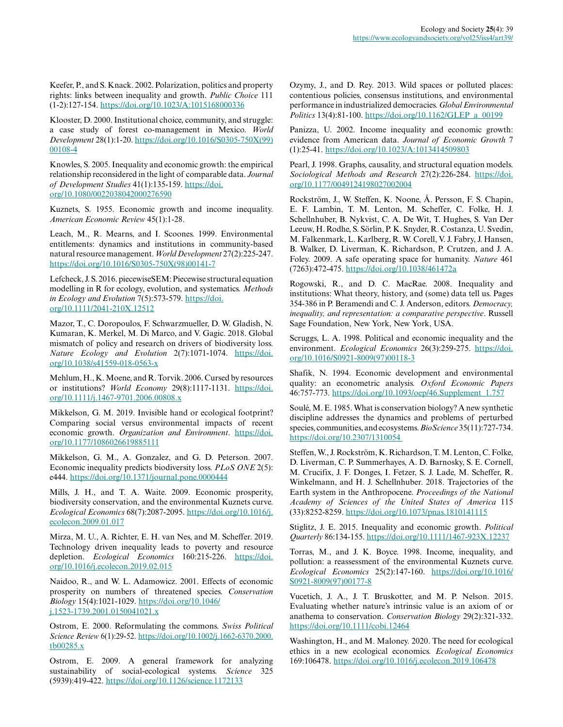Keefer, P., and S. Knack. 2002. Polarization, politics and property rights: links between inequality and growth. *Public Choice* 111 (1-2):127-154. https://doi.org/10.1023/A:1015168000336

Klooster, D. 2000. Institutional choice, community, and struggle: a case study of forest co-management in Mexico. *World Development* 28(1):1-20. https://doi.org/10.1016/S0305-750X(99)00108-4

Knowles, S. 2005. Inequality and economic growth: the empirical relationship reconsidered in the light of comparable data. *Journal of Development Studies* 41(1):135-159. https://doi.org/10.1080/0022038042000276590

Kuznets, S. 1955. Economic growth and income inequality. *American Economic Review* 45(1):1-28.

Leach, M., R. Mearns, and I. Scoones. 1999. Environmental entitlements: dynamics and institutions in community-based natural resource management. *World Development* 27(2):225-247. https://doi.org/10.1016/S0305-750X(98)00141-7

Lefcheck, J. S. 2016. piecewiseSEM: Piecewise structural equation modelling in R for ecology, evolution, and systematics. *Methods in Ecology and Evolution* 7(5):573-579. https://doi.org/10.1111/2041-210X.12512

Mazor, T., C. Doropoulos, F. Schwarzmueller, D. W. Gladish, N. Kumaran, K. Merkel, M. Di Marco, and V. Gagic. 2018. Global mismatch of policy and research on drivers of biodiversity loss. *Nature Ecology and Evolution* 2(7):1071-1074. https://doi.org/10.1038/s41559-018-0563-x

Mehlum, H., K. Moene, and R. Torvik. 2006. Cursed by resources or institutions? *World Economy* 29(8):1117-1131. https://doi.org/10.1111/j.1467-9701.2006.00808.x

Mikkelson, G. M. 2019. Invisible hand or ecological footprint? Comparing social versus environmental impacts of recent economic growth. *Organization and Environment*. https://doi.org/10.1177/1086026619885111

Mikkelson, G. M., A. Gonzalez, and G. D. Peterson. 2007. Economic inequality predicts biodiversity loss. *PLoS ONE* 2(5): e444. https://doi.org/10.1371/journal.pone.0000444

Mills, J. H., and T. A. Waite. 2009. Economic prosperity, biodiversity conservation, and the environmental Kuznets curve. *Ecological Economics* 68(7):2087-2095. https://doi.org/10.1016/j.ecolecon.2009.01.017

Mirza, M. U., A. Richter, E. H. van Nes, and M. Scheffer. 2019. Technology driven inequality leads to poverty and resource depletion. *Ecological Economics* 160:215-226. https://doi.org/10.1016/j.ecolecon.2019.02.015

Naidoo, R., and W. L. Adamowicz. 2001. Effects of economic prosperity on numbers of threatened species. *Conservation Biology* 15(4):1021-1029. https://doi.org/10.1046/j.1523-1739.2001.0150041021.x

Ostrom, E. 2000. Reformulating the commons. *Swiss Political Science Review* 6(1):29-52. https://doi.org/10.1002/j.1662-6370.2000.tb00285.x

Ostrom, E. 2009. A general framework for analyzing sustainability of social-ecological systems. *Science* 325 (5939):419-422. https://doi.org/10.1126/science.1172133

Ozymy, J., and D. Rey. 2013. Wild spaces or polluted places: contentious policies, consensus institutions, and environmental performance in industrialized democracies. *Global Environmental Politics* 13(4):81-100. https://doi.org/10.1162/GLEP_a_00199

Panizza, U. 2002. Income inequality and economic growth: evidence from American data. *Journal of Economic Growth* 7 (1):25-41. https://doi.org/10.1023/A:1013414509803

Pearl, J. 1998. Graphs, causality, and structural equation models. *Sociological Methods and Research* 27(2):226-284. https://doi.org/10.1177/0049124198027002004

Rockström, J., W. Steffen, K. Noone, Å. Persson, F. S. Chapin, E. F. Lambin, T. M. Lenton, M. Scheffer, C. Folke, H. J. Schellnhuber, B. Nykvist, C. A. De Wit, T. Hughes, S. Van Der Leeuw, H. Rodhe, S. Sörlin, P. K. Snyder, R. Costanza, U. Svedin, M. Falkenmark, L. Karlberg, R. W. Corell, V. J. Fabry, J. Hansen, B. Walker, D. Liverman, K. Richardson, P. Crutzen, and J. A. Foley. 2009. A safe operating space for humanity. *Nature* 461 (7263):472-475. https://doi.org/10.1038/461472a

Rogowski, R., and D. C. MacRae. 2008. Inequality and institutions: What theory, history, and (some) data tell us. Pages 354-386 in P. Beramendi and C. J. Anderson, editors. *Democracy, inequality, and representation: a comparative perspective*. Russell Sage Foundation, New York, New York, USA.

Scruggs, L. A. 1998. Political and economic inequality and the environment. *Ecological Economics* 26(3):259-275. https://doi.org/10.1016/S0921-8009(97)00118-3

Shafik, N. 1994. Economic development and environmental quality: an econometric analysis. *Oxford Economic Papers* 46:757-773. https://doi.org/10.1093/oep/46.Supplement_1.757

Soulé, M. E. 1985. What is conservation biology? A new synthetic discipline addresses the dynamics and problems of perturbed species, communities, and ecosystems. *BioScience* 35(11):727-734. https://doi.org/10.2307/1310054

Steffen, W., J. Rockström, K. Richardson, T. M. Lenton, C. Folke, D. Liverman, C. P. Summerhayes, A. D. Barnosky, S. E. Cornell, M. Crucifix, J. F. Donges, I. Fetzer, S. J. Lade, M. Scheffer, R. Winkelmann, and H. J. Schellnhuber. 2018. Trajectories of the Earth system in the Anthropocene. *Proceedings of the National Academy of Sciences of the United States of America* 115 (33):8252-8259. https://doi.org/10.1073/pnas.1810141115

Stiglitz, J. E. 2015. Inequality and economic growth. *Political Quarterly* 86:134-155. https://doi.org/10.1111/1467-923X.12237

Torras, M., and J. K. Boyce. 1998. Income, inequality, and pollution: a reassessment of the environmental Kuznets curve. *Ecological Economics* 25(2):147-160. https://doi.org/10.1016/S0921-8009(97)00177-8

Vucetich, J. A., J. T. Bruskotter, and M. P. Nelson. 2015. Evaluating whether nature's intrinsic value is an axiom of or anathema to conservation. *Conservation Biology* 29(2):321-332. https://doi.org/10.1111/cobi.12464

Washington, H., and M. Maloney. 2020. The need for ecological ethics in a new ecological economics. *Ecological Economics* 169:106478. https://doi.org/10.1016/j.ecolecon.2019.106478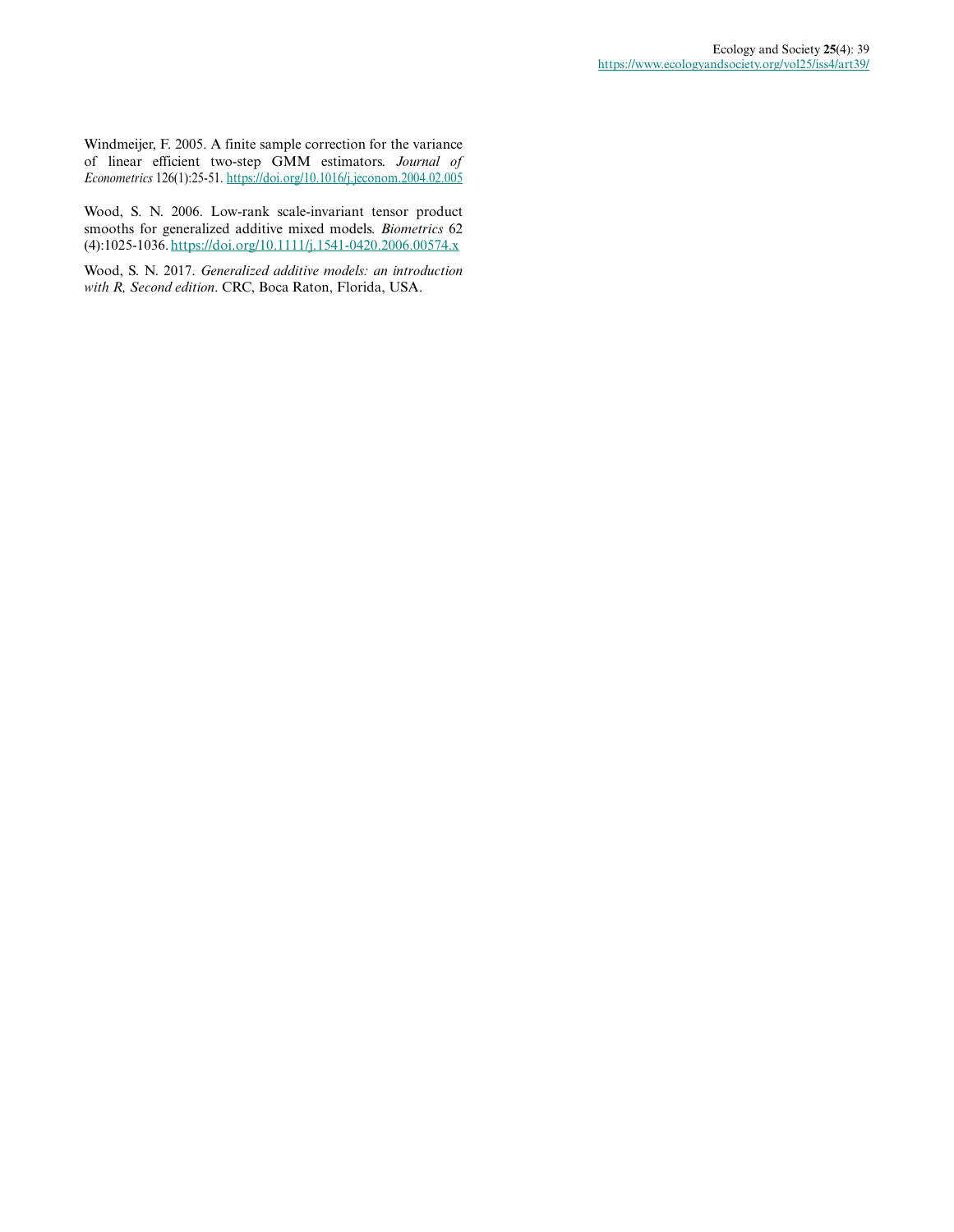Windmeijer, F. 2005. A finite sample correction for the variance of linear efficient two-step GMM estimators. *Journal of Econometrics* 126(1):25-51. https://doi.org/10.1016/j.jeconom.2004.02.005

Wood, S. N. 2006. Low-rank scale-invariant tensor product smooths for generalized additive mixed models. *Biometrics* 62 (4):1025-1036. https://doi.org/10.1111/j.1541-0420.2006.00574.x

Wood, S. N. 2017. *Generalized additive models: an introduction with R, Second edition*. CRC, Boca Raton, Florida, USA.